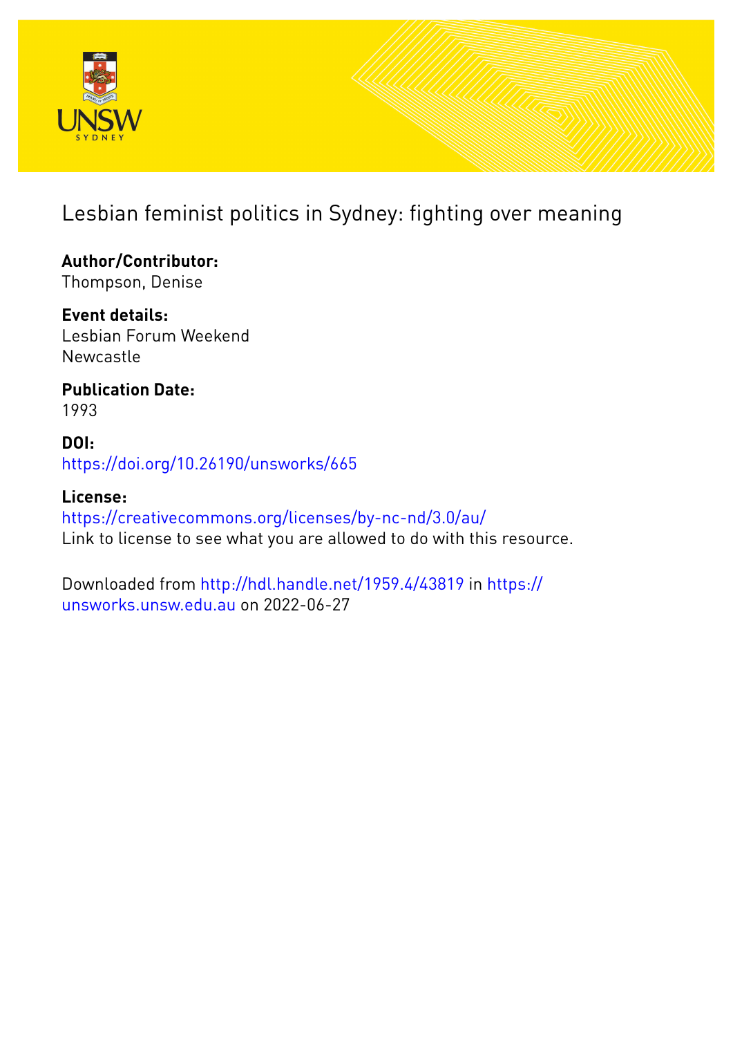# Lesbian feminist politics in Sydney: fighting over meaning

**Author/Contributor:**
Thompson, Denise

**Event details:**
Lesbian Forum Weekend
Newcastle

**Publication Date:**
1993

**DOI:**
https://doi.org/10.26190/unsworks/665

**License:**
https://creativecommons.org/licenses/by-nc-nd/3.0/au/
Link to license to see what you are allowed to do with this resource.

Downloaded from http://hdl.handle.net/1959.4/43819 in https://unsworks.unsw.edu.au on 2022-06-27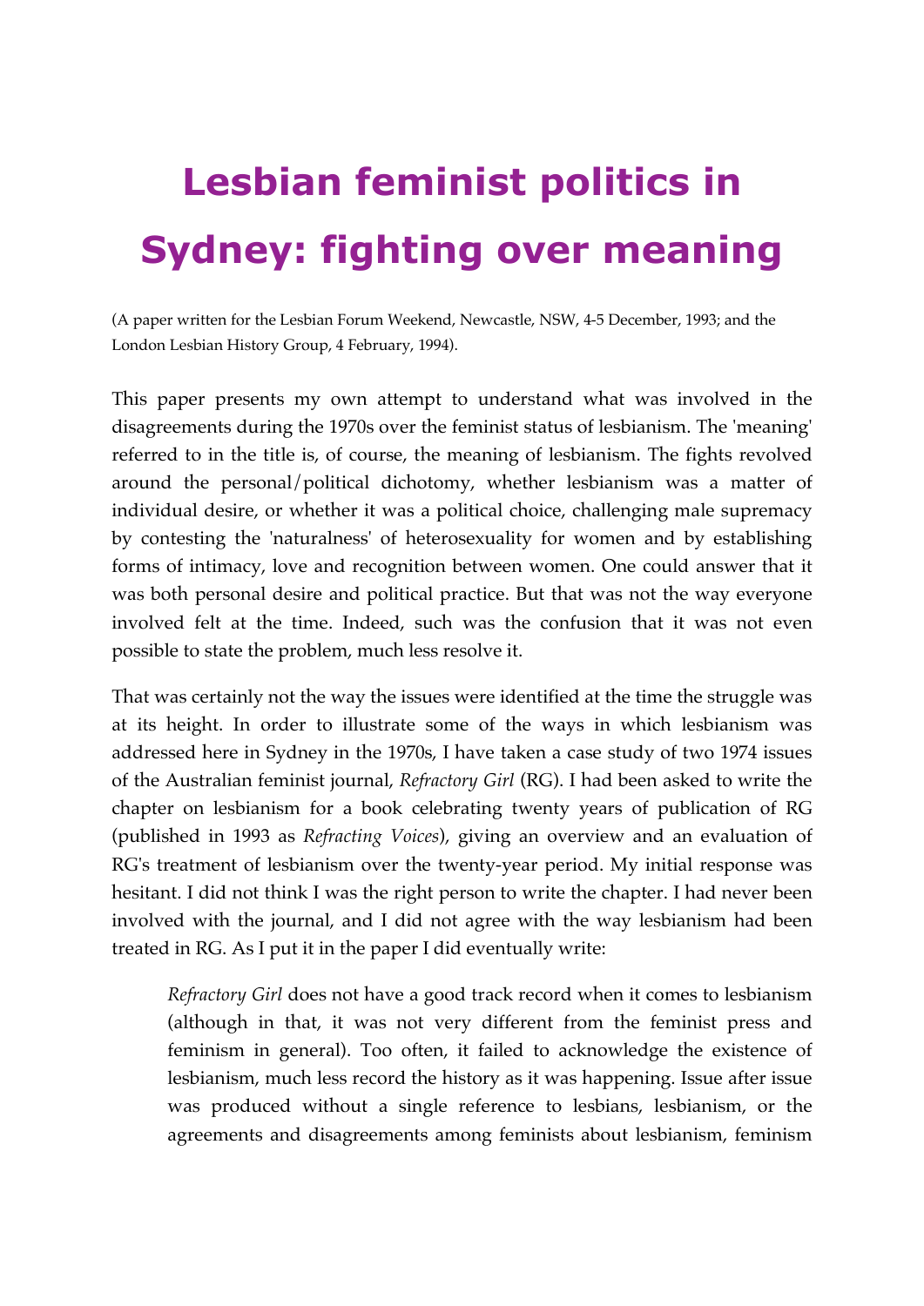# Lesbian feminist politics in Sydney: fighting over meaning

(A paper written for the Lesbian Forum Weekend, Newcastle, NSW, 4-5 December, 1993; and the London Lesbian History Group, 4 February, 1994).

This paper presents my own attempt to understand what was involved in the disagreements during the 1970s over the feminist status of lesbianism. The 'meaning' referred to in the title is, of course, the meaning of lesbianism. The fights revolved around the personal/political dichotomy, whether lesbianism was a matter of individual desire, or whether it was a political choice, challenging male supremacy by contesting the 'naturalness' of heterosexuality for women and by establishing forms of intimacy, love and recognition between women. One could answer that it was both personal desire and political practice. But that was not the way everyone involved felt at the time. Indeed, such was the confusion that it was not even possible to state the problem, much less resolve it.

That was certainly not the way the issues were identified at the time the struggle was at its height. In order to illustrate some of the ways in which lesbianism was addressed here in Sydney in the 1970s, I have taken a case study of two 1974 issues of the Australian feminist journal, *Refractory Girl* (RG). I had been asked to write the chapter on lesbianism for a book celebrating twenty years of publication of RG (published in 1993 as *Refracting Voices*), giving an overview and an evaluation of RG's treatment of lesbianism over the twenty-year period. My initial response was hesitant. I did not think I was the right person to write the chapter. I had never been involved with the journal, and I did not agree with the way lesbianism had been treated in RG. As I put it in the paper I did eventually write:

> *Refractory Girl* does not have a good track record when it comes to lesbianism (although in that, it was not very different from the feminist press and feminism in general). Too often, it failed to acknowledge the existence of lesbianism, much less record the history as it was happening. Issue after issue was produced without a single reference to lesbians, lesbianism, or the agreements and disagreements among feminists about lesbianism, feminism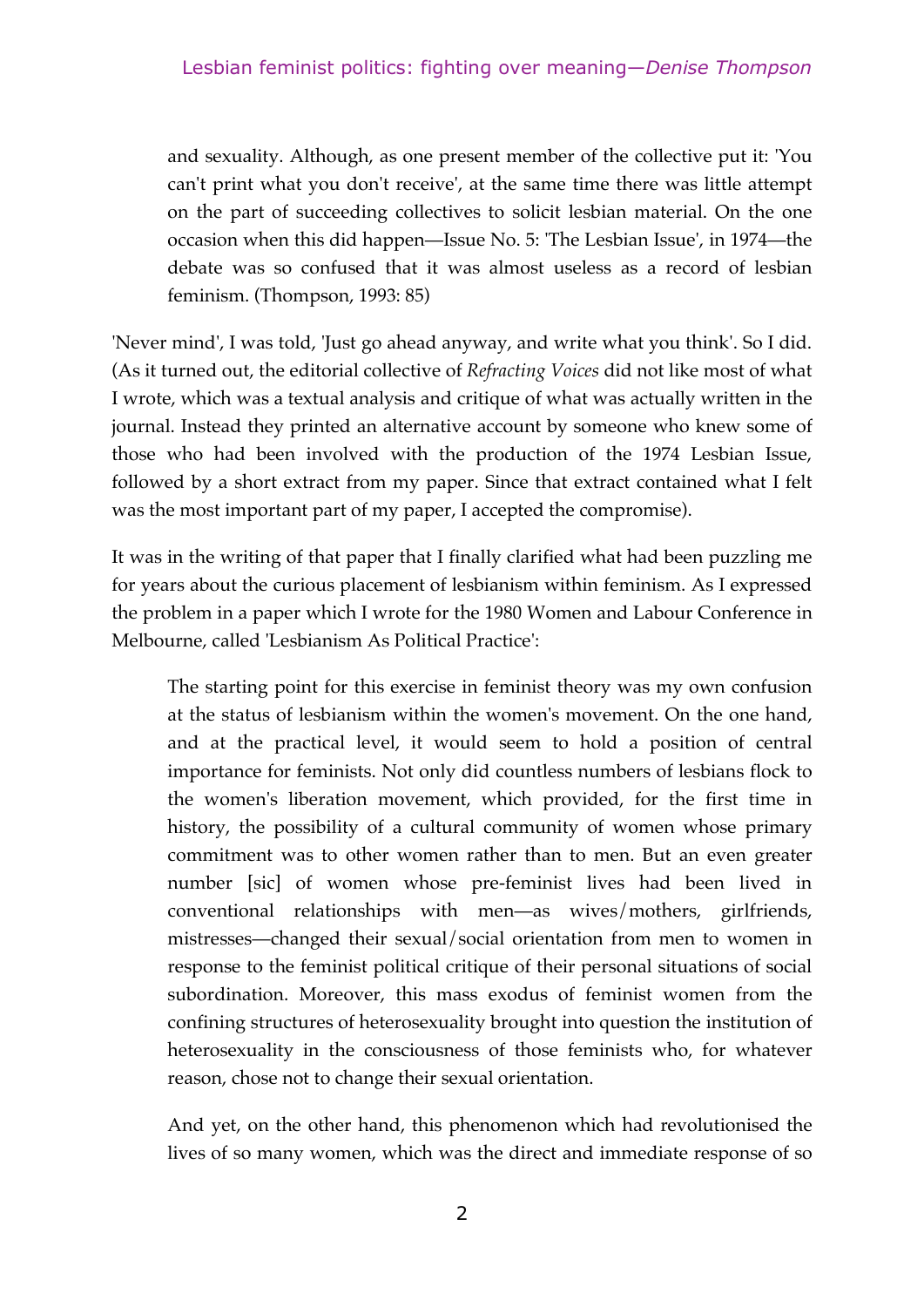> and sexuality. Although, as one present member of the collective put it: 'You can't print what you don't receive', at the same time there was little attempt on the part of succeeding collectives to solicit lesbian material. On the one occasion when this did happen—Issue No. 5: 'The Lesbian Issue', in 1974—the debate was so confused that it was almost useless as a record of lesbian feminism. (Thompson, 1993: 85)

'Never mind', I was told, 'Just go ahead anyway, and write what you think'. So I did. (As it turned out, the editorial collective of *Refracting Voices* did not like most of what I wrote, which was a textual analysis and critique of what was actually written in the journal. Instead they printed an alternative account by someone who knew some of those who had been involved with the production of the 1974 Lesbian Issue, followed by a short extract from my paper. Since that extract contained what I felt was the most important part of my paper, I accepted the compromise).

It was in the writing of that paper that I finally clarified what had been puzzling me for years about the curious placement of lesbianism within feminism. As I expressed the problem in a paper which I wrote for the 1980 Women and Labour Conference in Melbourne, called 'Lesbianism As Political Practice':

> The starting point for this exercise in feminist theory was my own confusion at the status of lesbianism within the women's movement. On the one hand, and at the practical level, it would seem to hold a position of central importance for feminists. Not only did countless numbers of lesbians flock to the women's liberation movement, which provided, for the first time in history, the possibility of a cultural community of women whose primary commitment was to other women rather than to men. But an even greater number [sic] of women whose pre-feminist lives had been lived in conventional relationships with men—as wives/mothers, girlfriends, mistresses—changed their sexual/social orientation from men to women in response to the feminist political critique of their personal situations of social subordination. Moreover, this mass exodus of feminist women from the confining structures of heterosexuality brought into question the institution of heterosexuality in the consciousness of those feminists who, for whatever reason, chose not to change their sexual orientation.
>
> And yet, on the other hand, this phenomenon which had revolutionised the lives of so many women, which was the direct and immediate response of so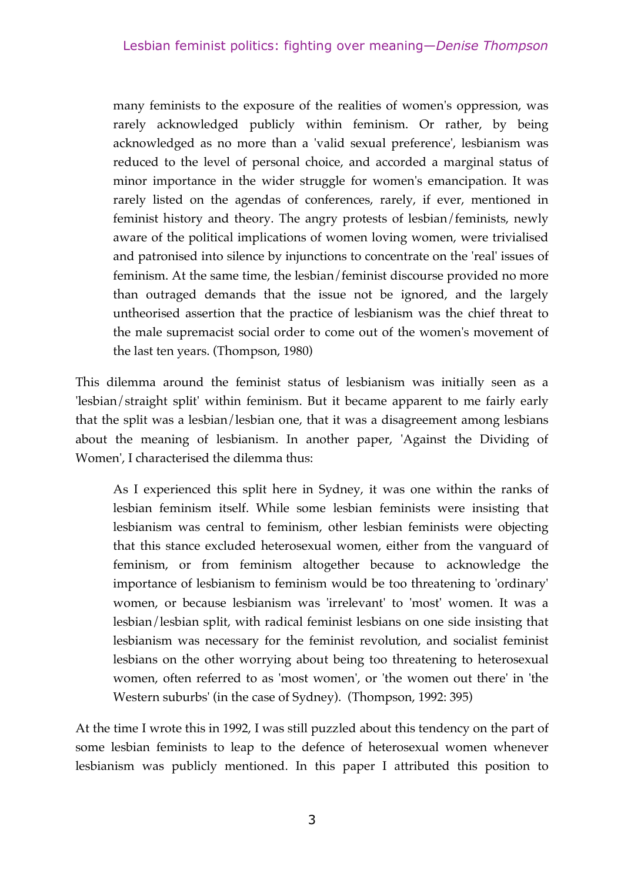> many feminists to the exposure of the realities of women's oppression, was rarely acknowledged publicly within feminism. Or rather, by being acknowledged as no more than a 'valid sexual preference', lesbianism was reduced to the level of personal choice, and accorded a marginal status of minor importance in the wider struggle for women's emancipation. It was rarely listed on the agendas of conferences, rarely, if ever, mentioned in feminist history and theory. The angry protests of lesbian/feminists, newly aware of the political implications of women loving women, were trivialised and patronised into silence by injunctions to concentrate on the 'real' issues of feminism. At the same time, the lesbian/feminist discourse provided no more than outraged demands that the issue not be ignored, and the largely untheorised assertion that the practice of lesbianism was the chief threat to the male supremacist social order to come out of the women's movement of the last ten years. (Thompson, 1980)

This dilemma around the feminist status of lesbianism was initially seen as a 'lesbian/straight split' within feminism. But it became apparent to me fairly early that the split was a lesbian/lesbian one, that it was a disagreement among lesbians about the meaning of lesbianism. In another paper, 'Against the Dividing of Women', I characterised the dilemma thus:

> As I experienced this split here in Sydney, it was one within the ranks of lesbian feminism itself. While some lesbian feminists were insisting that lesbianism was central to feminism, other lesbian feminists were objecting that this stance excluded heterosexual women, either from the vanguard of feminism, or from feminism altogether because to acknowledge the importance of lesbianism to feminism would be too threatening to 'ordinary' women, or because lesbianism was 'irrelevant' to 'most' women. It was a lesbian/lesbian split, with radical feminist lesbians on one side insisting that lesbianism was necessary for the feminist revolution, and socialist feminist lesbians on the other worrying about being too threatening to heterosexual women, often referred to as 'most women', or 'the women out there' in 'the Western suburbs' (in the case of Sydney). (Thompson, 1992: 395)

At the time I wrote this in 1992, I was still puzzled about this tendency on the part of some lesbian feminists to leap to the defence of heterosexual women whenever lesbianism was publicly mentioned. In this paper I attributed this position to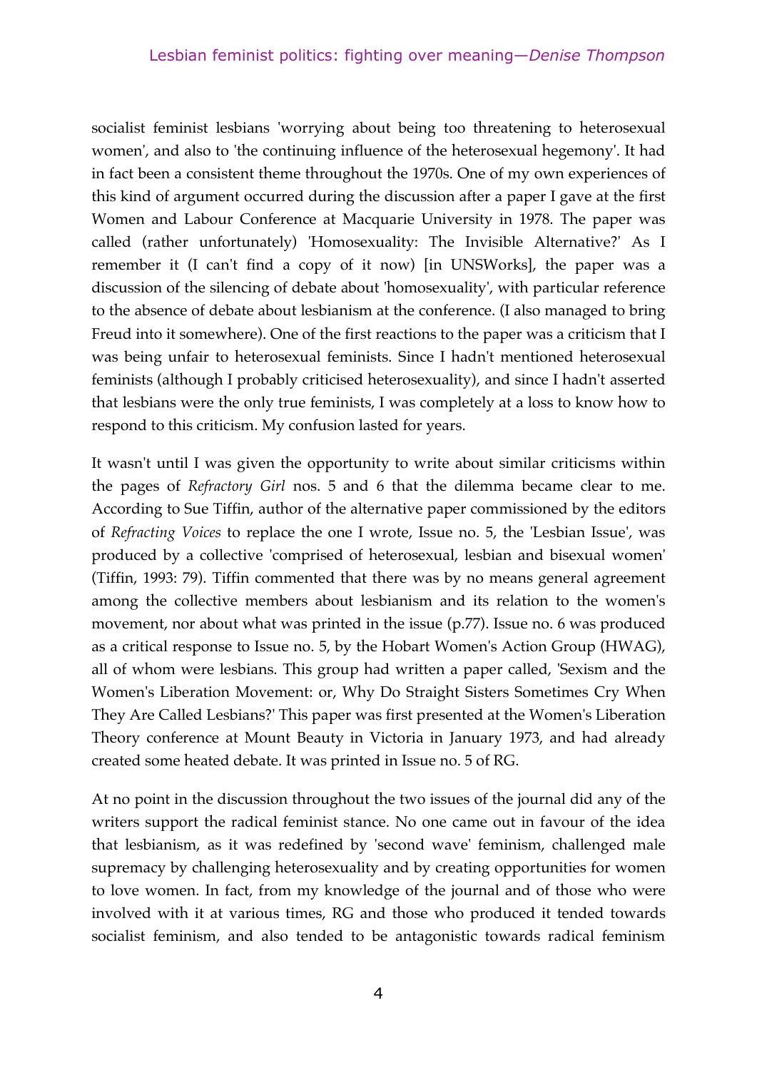socialist feminist lesbians 'worrying about being too threatening to heterosexual women', and also to 'the continuing influence of the heterosexual hegemony'. It had in fact been a consistent theme throughout the 1970s. One of my own experiences of this kind of argument occurred during the discussion after a paper I gave at the first Women and Labour Conference at Macquarie University in 1978. The paper was called (rather unfortunately) 'Homosexuality: The Invisible Alternative?' As I remember it (I can't find a copy of it now) [in UNSWorks], the paper was a discussion of the silencing of debate about 'homosexuality', with particular reference to the absence of debate about lesbianism at the conference. (I also managed to bring Freud into it somewhere). One of the first reactions to the paper was a criticism that I was being unfair to heterosexual feminists. Since I hadn't mentioned heterosexual feminists (although I probably criticised heterosexuality), and since I hadn't asserted that lesbians were the only true feminists, I was completely at a loss to know how to respond to this criticism. My confusion lasted for years.

It wasn't until I was given the opportunity to write about similar criticisms within the pages of *Refractory Girl* nos. 5 and 6 that the dilemma became clear to me. According to Sue Tiffin, author of the alternative paper commissioned by the editors of *Refracting Voices* to replace the one I wrote, Issue no. 5, the 'Lesbian Issue', was produced by a collective 'comprised of heterosexual, lesbian and bisexual women' (Tiffin, 1993: 79). Tiffin commented that there was by no means general agreement among the collective members about lesbianism and its relation to the women's movement, nor about what was printed in the issue (p.77). Issue no. 6 was produced as a critical response to Issue no. 5, by the Hobart Women's Action Group (HWAG), all of whom were lesbians. This group had written a paper called, 'Sexism and the Women's Liberation Movement: or, Why Do Straight Sisters Sometimes Cry When They Are Called Lesbians?' This paper was first presented at the Women's Liberation Theory conference at Mount Beauty in Victoria in January 1973, and had already created some heated debate. It was printed in Issue no. 5 of RG.

At no point in the discussion throughout the two issues of the journal did any of the writers support the radical feminist stance. No one came out in favour of the idea that lesbianism, as it was redefined by 'second wave' feminism, challenged male supremacy by challenging heterosexuality and by creating opportunities for women to love women. In fact, from my knowledge of the journal and of those who were involved with it at various times, RG and those who produced it tended towards socialist feminism, and also tended to be antagonistic towards radical feminism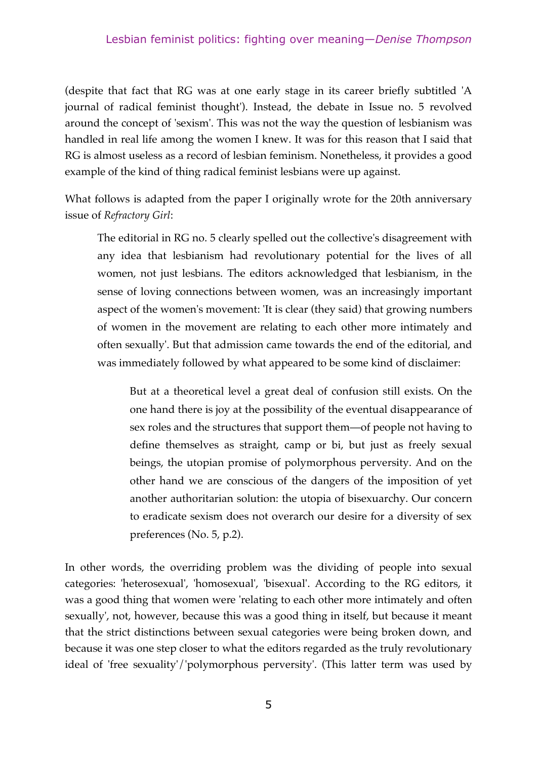(despite that fact that RG was at one early stage in its career briefly subtitled 'A journal of radical feminist thought'). Instead, the debate in Issue no. 5 revolved around the concept of 'sexism'. This was not the way the question of lesbianism was handled in real life among the women I knew. It was for this reason that I said that RG is almost useless as a record of lesbian feminism. Nonetheless, it provides a good example of the kind of thing radical feminist lesbians were up against.

What follows is adapted from the paper I originally wrote for the 20th anniversary issue of *Refractory Girl*:

> The editorial in RG no. 5 clearly spelled out the collective's disagreement with any idea that lesbianism had revolutionary potential for the lives of all women, not just lesbians. The editors acknowledged that lesbianism, in the sense of loving connections between women, was an increasingly important aspect of the women's movement: 'It is clear (they said) that growing numbers of women in the movement are relating to each other more intimately and often sexually'. But that admission came towards the end of the editorial, and was immediately followed by what appeared to be some kind of disclaimer:
>
>> But at a theoretical level a great deal of confusion still exists. On the one hand there is joy at the possibility of the eventual disappearance of sex roles and the structures that support them—of people not having to define themselves as straight, camp or bi, but just as freely sexual beings, the utopian promise of polymorphous perversity. And on the other hand we are conscious of the dangers of the imposition of yet another authoritarian solution: the utopia of bisexuarchy. Our concern to eradicate sexism does not overarch our desire for a diversity of sex preferences (No. 5, p.2).

In other words, the overriding problem was the dividing of people into sexual categories: 'heterosexual', 'homosexual', 'bisexual'. According to the RG editors, it was a good thing that women were 'relating to each other more intimately and often sexually', not, however, because this was a good thing in itself, but because it meant that the strict distinctions between sexual categories were being broken down, and because it was one step closer to what the editors regarded as the truly revolutionary ideal of 'free sexuality'/'polymorphous perversity'. (This latter term was used by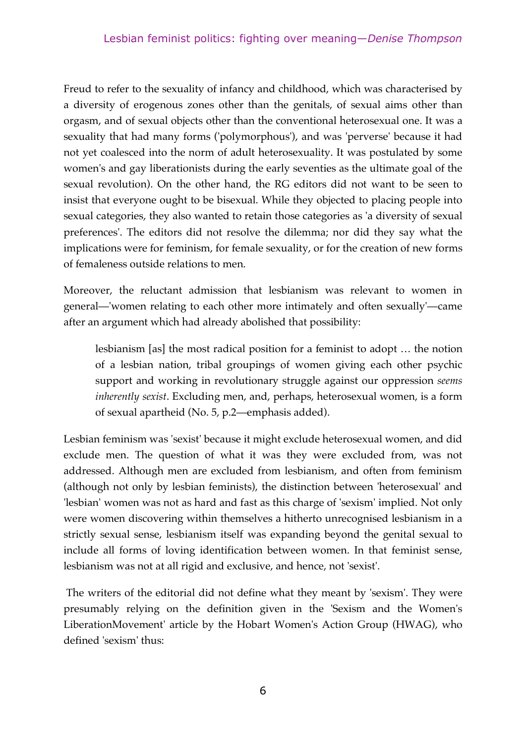Freud to refer to the sexuality of infancy and childhood, which was characterised by a diversity of erogenous zones other than the genitals, of sexual aims other than orgasm, and of sexual objects other than the conventional heterosexual one. It was a sexuality that had many forms ('polymorphous'), and was 'perverse' because it had not yet coalesced into the norm of adult heterosexuality. It was postulated by some women's and gay liberationists during the early seventies as the ultimate goal of the sexual revolution). On the other hand, the RG editors did not want to be seen to insist that everyone ought to be bisexual. While they objected to placing people into sexual categories, they also wanted to retain those categories as 'a diversity of sexual preferences'. The editors did not resolve the dilemma; nor did they say what the implications were for feminism, for female sexuality, or for the creation of new forms of femaleness outside relations to men.

Moreover, the reluctant admission that lesbianism was relevant to women in general—'women relating to each other more intimately and often sexually'—came after an argument which had already abolished that possibility:

> lesbianism [as] the most radical position for a feminist to adopt … the notion of a lesbian nation, tribal groupings of women giving each other psychic support and working in revolutionary struggle against our oppression *seems inherently sexist*. Excluding men, and, perhaps, heterosexual women, is a form of sexual apartheid (No. 5, p.2—emphasis added).

Lesbian feminism was 'sexist' because it might exclude heterosexual women, and did exclude men. The question of what it was they were excluded from, was not addressed. Although men are excluded from lesbianism, and often from feminism (although not only by lesbian feminists), the distinction between 'heterosexual' and 'lesbian' women was not as hard and fast as this charge of 'sexism' implied. Not only were women discovering within themselves a hitherto unrecognised lesbianism in a strictly sexual sense, lesbianism itself was expanding beyond the genital sexual to include all forms of loving identification between women. In that feminist sense, lesbianism was not at all rigid and exclusive, and hence, not 'sexist'.

The writers of the editorial did not define what they meant by 'sexism'. They were presumably relying on the definition given in the 'Sexism and the Women's LiberationMovement' article by the Hobart Women's Action Group (HWAG), who defined 'sexism' thus: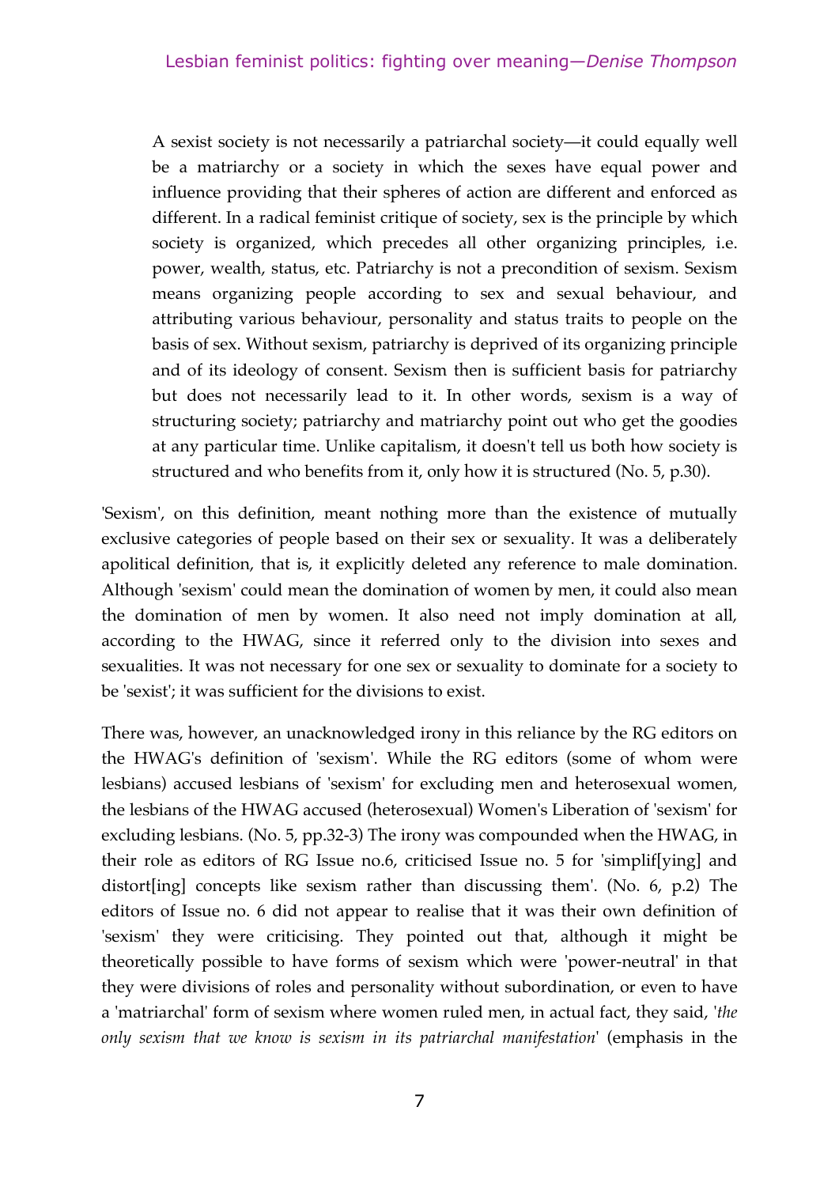> A sexist society is not necessarily a patriarchal society—it could equally well be a matriarchy or a society in which the sexes have equal power and influence providing that their spheres of action are different and enforced as different. In a radical feminist critique of society, sex is the principle by which society is organized, which precedes all other organizing principles, i.e. power, wealth, status, etc. Patriarchy is not a precondition of sexism. Sexism means organizing people according to sex and sexual behaviour, and attributing various behaviour, personality and status traits to people on the basis of sex. Without sexism, patriarchy is deprived of its organizing principle and of its ideology of consent. Sexism then is sufficient basis for patriarchy but does not necessarily lead to it. In other words, sexism is a way of structuring society; patriarchy and matriarchy point out who get the goodies at any particular time. Unlike capitalism, it doesn't tell us both how society is structured and who benefits from it, only how it is structured (No. 5, p.30).

'Sexism', on this definition, meant nothing more than the existence of mutually exclusive categories of people based on their sex or sexuality. It was a deliberately apolitical definition, that is, it explicitly deleted any reference to male domination. Although 'sexism' could mean the domination of women by men, it could also mean the domination of men by women. It also need not imply domination at all, according to the HWAG, since it referred only to the division into sexes and sexualities. It was not necessary for one sex or sexuality to dominate for a society to be 'sexist'; it was sufficient for the divisions to exist.

There was, however, an unacknowledged irony in this reliance by the RG editors on the HWAG's definition of 'sexism'. While the RG editors (some of whom were lesbians) accused lesbians of 'sexism' for excluding men and heterosexual women, the lesbians of the HWAG accused (heterosexual) Women's Liberation of 'sexism' for excluding lesbians. (No. 5, pp.32-3) The irony was compounded when the HWAG, in their role as editors of RG Issue no.6, criticised Issue no. 5 for 'simplif[ying] and distort[ing] concepts like sexism rather than discussing them'. (No. 6, p.2) The editors of Issue no. 6 did not appear to realise that it was their own definition of 'sexism' they were criticising. They pointed out that, although it might be theoretically possible to have forms of sexism which were 'power-neutral' in that they were divisions of roles and personality without subordination, or even to have a 'matriarchal' form of sexism where women ruled men, in actual fact, they said, '*the only sexism that we know is sexism in its patriarchal manifestation*' (emphasis in the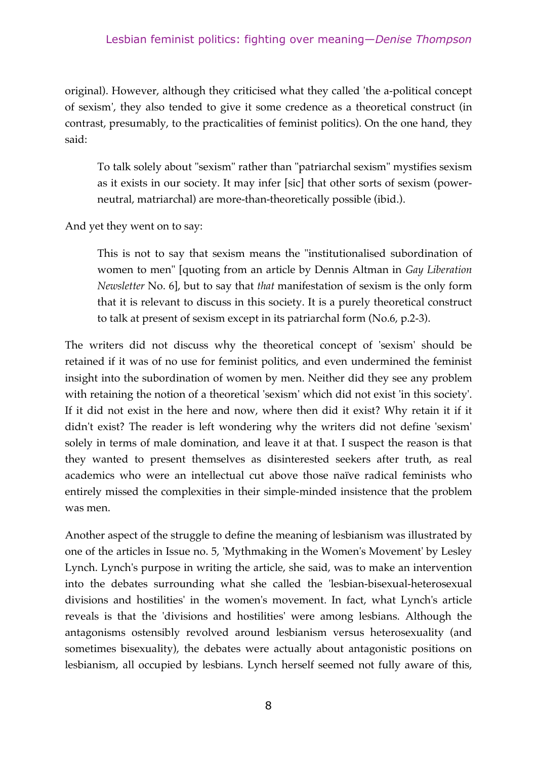original). However, although they criticised what they called 'the a-political concept of sexism', they also tended to give it some credence as a theoretical construct (in contrast, presumably, to the practicalities of feminist politics). On the one hand, they said:

> To talk solely about "sexism" rather than "patriarchal sexism" mystifies sexism as it exists in our society. It may infer [sic] that other sorts of sexism (power-neutral, matriarchal) are more-than-theoretically possible (ibid.).

And yet they went on to say:

> This is not to say that sexism means the "institutionalised subordination of women to men" [quoting from an article by Dennis Altman in *Gay Liberation Newsletter* No. 6], but to say that *that* manifestation of sexism is the only form that it is relevant to discuss in this society. It is a purely theoretical construct to talk at present of sexism except in its patriarchal form (No.6, p.2-3).

The writers did not discuss why the theoretical concept of 'sexism' should be retained if it was of no use for feminist politics, and even undermined the feminist insight into the subordination of women by men. Neither did they see any problem with retaining the notion of a theoretical 'sexism' which did not exist 'in this society'. If it did not exist in the here and now, where then did it exist? Why retain it if it didn't exist? The reader is left wondering why the writers did not define 'sexism' solely in terms of male domination, and leave it at that. I suspect the reason is that they wanted to present themselves as disinterested seekers after truth, as real academics who were an intellectual cut above those naïve radical feminists who entirely missed the complexities in their simple-minded insistence that the problem was men.

Another aspect of the struggle to define the meaning of lesbianism was illustrated by one of the articles in Issue no. 5, 'Mythmaking in the Women's Movement' by Lesley Lynch. Lynch's purpose in writing the article, she said, was to make an intervention into the debates surrounding what she called the 'lesbian-bisexual-heterosexual divisions and hostilities' in the women's movement. In fact, what Lynch's article reveals is that the 'divisions and hostilities' were among lesbians. Although the antagonisms ostensibly revolved around lesbianism versus heterosexuality (and sometimes bisexuality), the debates were actually about antagonistic positions on lesbianism, all occupied by lesbians. Lynch herself seemed not fully aware of this,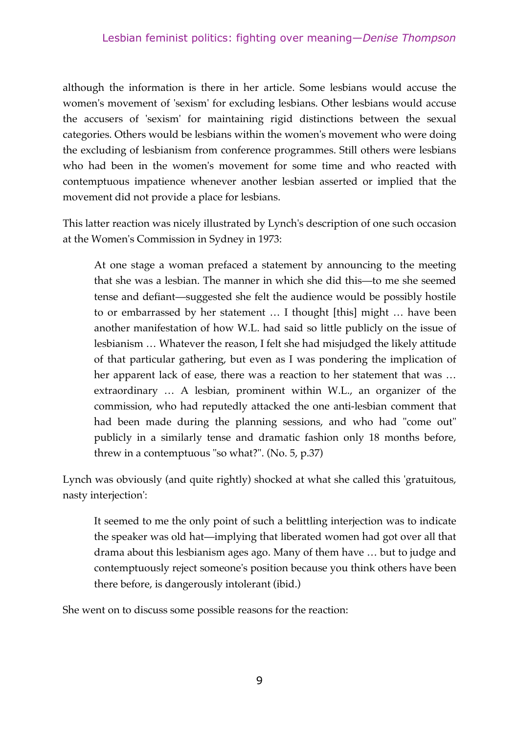although the information is there in her article. Some lesbians would accuse the women's movement of 'sexism' for excluding lesbians. Other lesbians would accuse the accusers of 'sexism' for maintaining rigid distinctions between the sexual categories. Others would be lesbians within the women's movement who were doing the excluding of lesbianism from conference programmes. Still others were lesbians who had been in the women's movement for some time and who reacted with contemptuous impatience whenever another lesbian asserted or implied that the movement did not provide a place for lesbians.

This latter reaction was nicely illustrated by Lynch's description of one such occasion at the Women's Commission in Sydney in 1973:

> At one stage a woman prefaced a statement by announcing to the meeting that she was a lesbian. The manner in which she did this—to me she seemed tense and defiant—suggested she felt the audience would be possibly hostile to or embarrassed by her statement … I thought [this] might … have been another manifestation of how W.L. had said so little publicly on the issue of lesbianism … Whatever the reason, I felt she had misjudged the likely attitude of that particular gathering, but even as I was pondering the implication of her apparent lack of ease, there was a reaction to her statement that was … extraordinary … A lesbian, prominent within W.L., an organizer of the commission, who had reputedly attacked the one anti-lesbian comment that had been made during the planning sessions, and who had "come out" publicly in a similarly tense and dramatic fashion only 18 months before, threw in a contemptuous "so what?". (No. 5, p.37)

Lynch was obviously (and quite rightly) shocked at what she called this 'gratuitous, nasty interjection':

> It seemed to me the only point of such a belittling interjection was to indicate the speaker was old hat—implying that liberated women had got over all that drama about this lesbianism ages ago. Many of them have … but to judge and contemptuously reject someone's position because you think others have been there before, is dangerously intolerant (ibid.)

She went on to discuss some possible reasons for the reaction: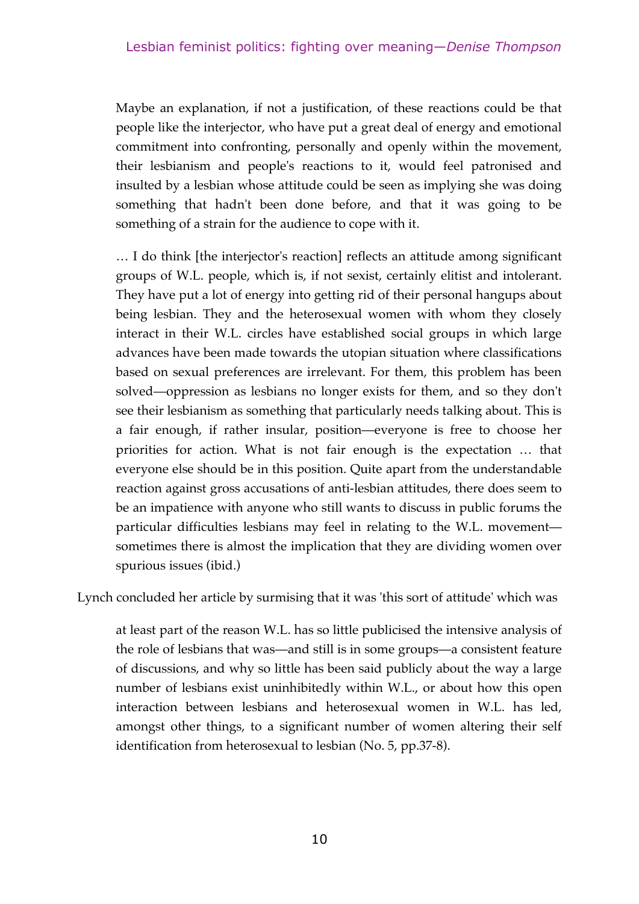> Maybe an explanation, if not a justification, of these reactions could be that people like the interjector, who have put a great deal of energy and emotional commitment into confronting, personally and openly within the movement, their lesbianism and people's reactions to it, would feel patronised and insulted by a lesbian whose attitude could be seen as implying she was doing something that hadn't been done before, and that it was going to be something of a strain for the audience to cope with it.
>
> … I do think [the interjector's reaction] reflects an attitude among significant groups of W.L. people, which is, if not sexist, certainly elitist and intolerant. They have put a lot of energy into getting rid of their personal hangups about being lesbian. They and the heterosexual women with whom they closely interact in their W.L. circles have established social groups in which large advances have been made towards the utopian situation where classifications based on sexual preferences are irrelevant. For them, this problem has been solved—oppression as lesbians no longer exists for them, and so they don't see their lesbianism as something that particularly needs talking about. This is a fair enough, if rather insular, position—everyone is free to choose her priorities for action. What is not fair enough is the expectation … that everyone else should be in this position. Quite apart from the understandable reaction against gross accusations of anti-lesbian attitudes, there does seem to be an impatience with anyone who still wants to discuss in public forums the particular difficulties lesbians may feel in relating to the W.L. movement—sometimes there is almost the implication that they are dividing women over spurious issues (ibid.)

Lynch concluded her article by surmising that it was 'this sort of attitude' which was

> at least part of the reason W.L. has so little publicised the intensive analysis of the role of lesbians that was—and still is in some groups—a consistent feature of discussions, and why so little has been said publicly about the way a large number of lesbians exist uninhibitedly within W.L., or about how this open interaction between lesbians and heterosexual women in W.L. has led, amongst other things, to a significant number of women altering their self identification from heterosexual to lesbian (No. 5, pp.37-8).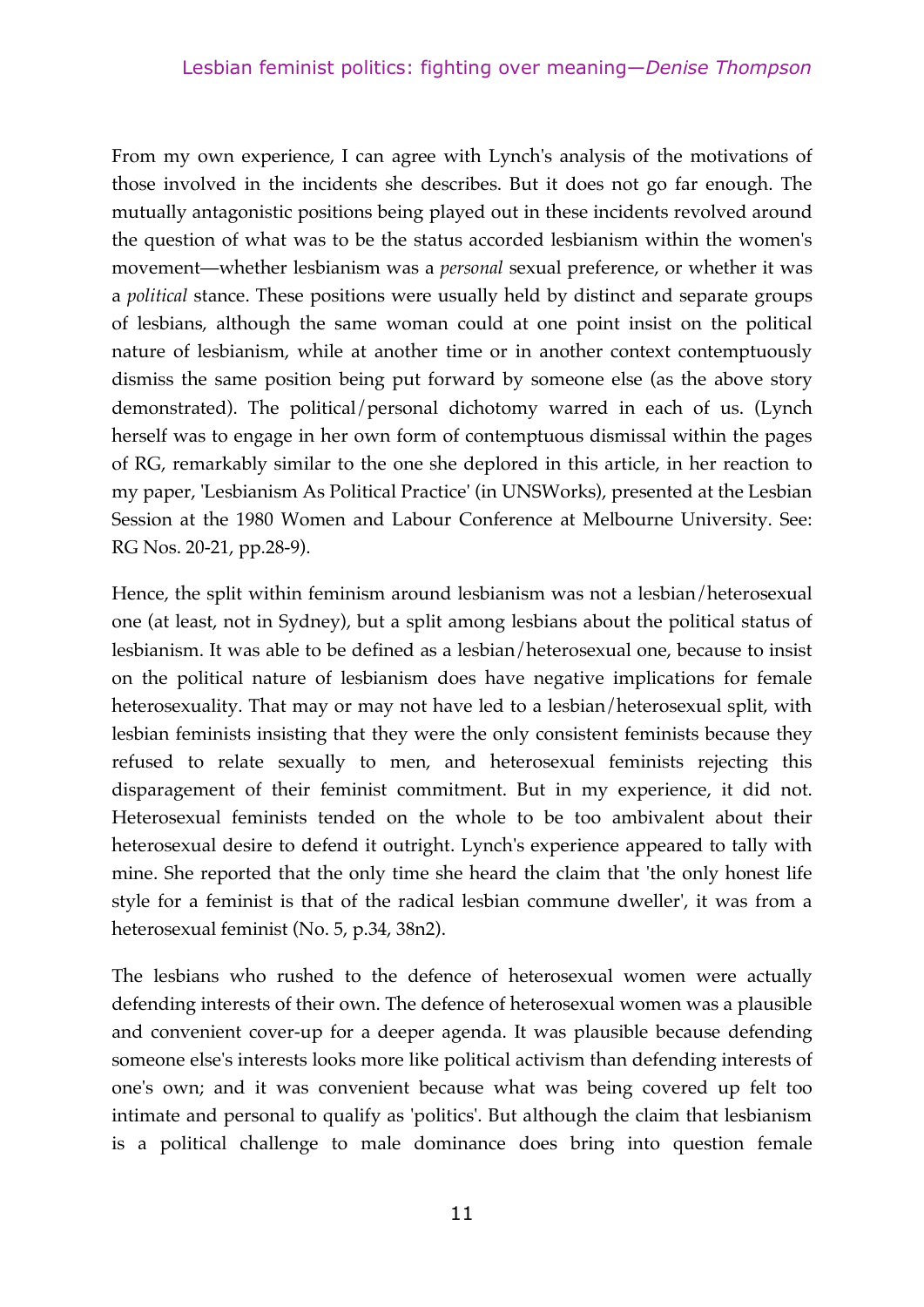From my own experience, I can agree with Lynch's analysis of the motivations of those involved in the incidents she describes. But it does not go far enough. The mutually antagonistic positions being played out in these incidents revolved around the question of what was to be the status accorded lesbianism within the women's movement—whether lesbianism was a *personal* sexual preference, or whether it was a *political* stance. These positions were usually held by distinct and separate groups of lesbians, although the same woman could at one point insist on the political nature of lesbianism, while at another time or in another context contemptuously dismiss the same position being put forward by someone else (as the above story demonstrated). The political/personal dichotomy warred in each of us. (Lynch herself was to engage in her own form of contemptuous dismissal within the pages of RG, remarkably similar to the one she deplored in this article, in her reaction to my paper, 'Lesbianism As Political Practice' (in UNSWorks), presented at the Lesbian Session at the 1980 Women and Labour Conference at Melbourne University. See: RG Nos. 20-21, pp.28-9).

Hence, the split within feminism around lesbianism was not a lesbian/heterosexual one (at least, not in Sydney), but a split among lesbians about the political status of lesbianism. It was able to be defined as a lesbian/heterosexual one, because to insist on the political nature of lesbianism does have negative implications for female heterosexuality. That may or may not have led to a lesbian/heterosexual split, with lesbian feminists insisting that they were the only consistent feminists because they refused to relate sexually to men, and heterosexual feminists rejecting this disparagement of their feminist commitment. But in my experience, it did not. Heterosexual feminists tended on the whole to be too ambivalent about their heterosexual desire to defend it outright. Lynch's experience appeared to tally with mine. She reported that the only time she heard the claim that 'the only honest life style for a feminist is that of the radical lesbian commune dweller', it was from a heterosexual feminist (No. 5, p.34, 38n2).

The lesbians who rushed to the defence of heterosexual women were actually defending interests of their own. The defence of heterosexual women was a plausible and convenient cover-up for a deeper agenda. It was plausible because defending someone else's interests looks more like political activism than defending interests of one's own; and it was convenient because what was being covered up felt too intimate and personal to qualify as 'politics'. But although the claim that lesbianism is a political challenge to male dominance does bring into question female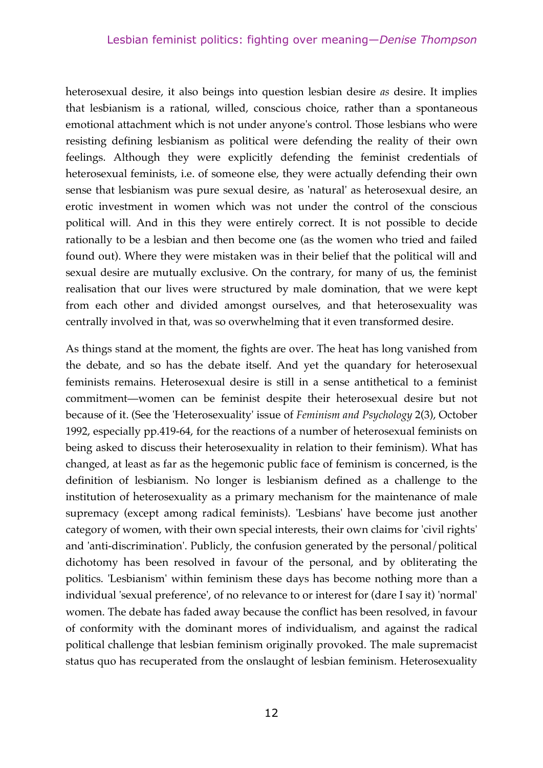heterosexual desire, it also beings into question lesbian desire *as* desire. It implies that lesbianism is a rational, willed, conscious choice, rather than a spontaneous emotional attachment which is not under anyone's control. Those lesbians who were resisting defining lesbianism as political were defending the reality of their own feelings. Although they were explicitly defending the feminist credentials of heterosexual feminists, i.e. of someone else, they were actually defending their own sense that lesbianism was pure sexual desire, as 'natural' as heterosexual desire, an erotic investment in women which was not under the control of the conscious political will. And in this they were entirely correct. It is not possible to decide rationally to be a lesbian and then become one (as the women who tried and failed found out). Where they were mistaken was in their belief that the political will and sexual desire are mutually exclusive. On the contrary, for many of us, the feminist realisation that our lives were structured by male domination, that we were kept from each other and divided amongst ourselves, and that heterosexuality was centrally involved in that, was so overwhelming that it even transformed desire.

As things stand at the moment, the fights are over. The heat has long vanished from the debate, and so has the debate itself. And yet the quandary for heterosexual feminists remains. Heterosexual desire is still in a sense antithetical to a feminist commitment—women can be feminist despite their heterosexual desire but not because of it. (See the 'Heterosexuality' issue of *Feminism and Psychology* 2(3), October 1992, especially pp.419-64, for the reactions of a number of heterosexual feminists on being asked to discuss their heterosexuality in relation to their feminism). What has changed, at least as far as the hegemonic public face of feminism is concerned, is the definition of lesbianism. No longer is lesbianism defined as a challenge to the institution of heterosexuality as a primary mechanism for the maintenance of male supremacy (except among radical feminists). 'Lesbians' have become just another category of women, with their own special interests, their own claims for 'civil rights' and 'anti-discrimination'. Publicly, the confusion generated by the personal/political dichotomy has been resolved in favour of the personal, and by obliterating the politics. 'Lesbianism' within feminism these days has become nothing more than a individual 'sexual preference', of no relevance to or interest for (dare I say it) 'normal' women. The debate has faded away because the conflict has been resolved, in favour of conformity with the dominant mores of individualism, and against the radical political challenge that lesbian feminism originally provoked. The male supremacist status quo has recuperated from the onslaught of lesbian feminism. Heterosexuality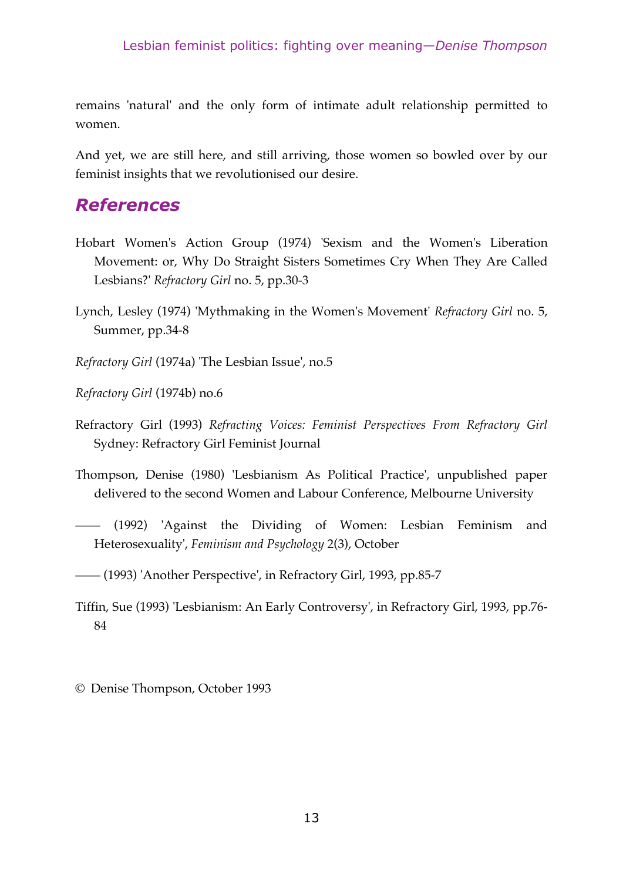remains 'natural' and the only form of intimate adult relationship permitted to women.

And yet, we are still here, and still arriving, those women so bowled over by our feminist insights that we revolutionised our desire.

## References

Hobart Women's Action Group (1974) 'Sexism and the Women's Liberation Movement: or, Why Do Straight Sisters Sometimes Cry When They Are Called Lesbians?' *Refractory Girl* no. 5, pp.30-3

Lynch, Lesley (1974) 'Mythmaking in the Women's Movement' *Refractory Girl* no. 5, Summer, pp.34-8

*Refractory Girl* (1974a) 'The Lesbian Issue', no.5

*Refractory Girl* (1974b) no.6

Refractory Girl (1993) *Refracting Voices: Feminist Perspectives From Refractory Girl* Sydney: Refractory Girl Feminist Journal

Thompson, Denise (1980) 'Lesbianism As Political Practice', unpublished paper delivered to the second Women and Labour Conference, Melbourne University

—— (1992) 'Against the Dividing of Women: Lesbian Feminism and Heterosexuality', *Feminism and Psychology* 2(3), October

—— (1993) 'Another Perspective', in Refractory Girl, 1993, pp.85-7

Tiffin, Sue (1993) 'Lesbianism: An Early Controversy', in Refractory Girl, 1993, pp.76-84

© Denise Thompson, October 1993